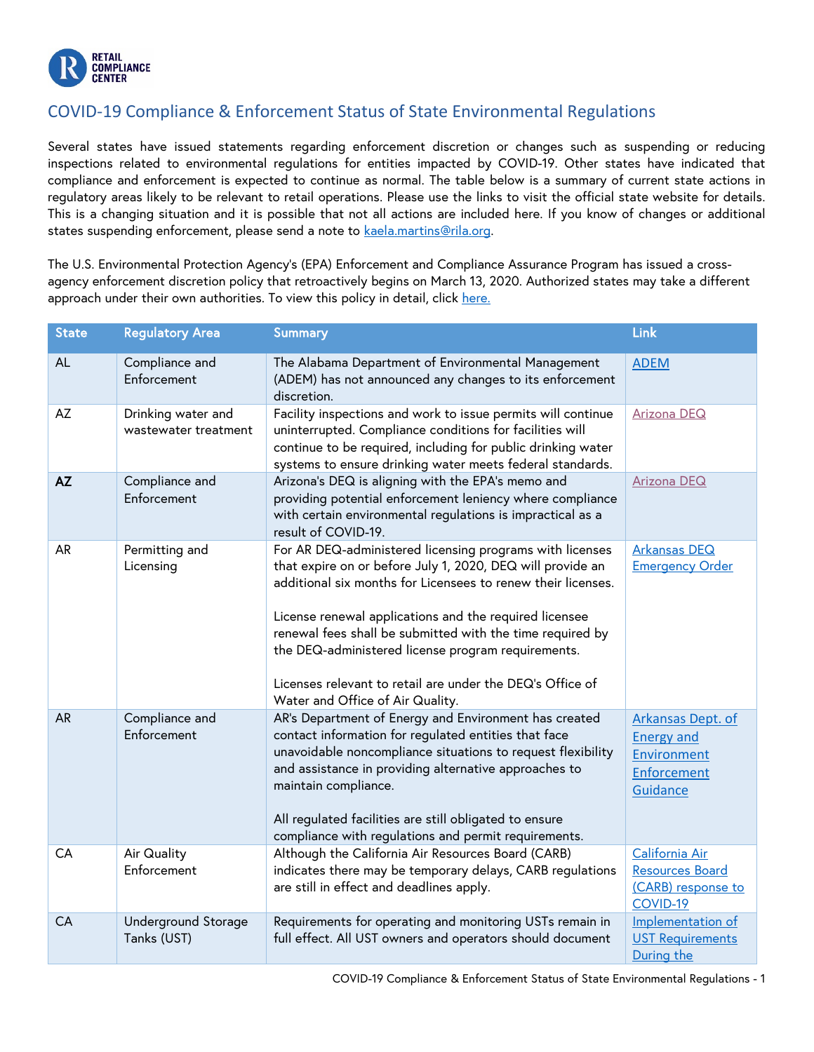RETAIL COMPLIANCE CENTER

## COVID-19 Compliance & Enforcement Status of State Environmental Regulations

Several states have issued statements regarding enforcement discretion or changes such as suspending or reducing inspections related to environmental regulations for entities impacted by COVID-19. Other states have indicated that compliance and enforcement is expected to continue as normal. The table below is a summary of current state actions in regulatory areas likely to be relevant to retail operations. Please use the links to visit the official state website for details. This is a changing situation and it is possible that not all actions are included here. If you know of changes or additional states suspending enforcement, please send a note to kaela.martins@rila.org.

The U.S. Environmental Protection Agency's (EPA) Enforcement and Compliance Assurance Program has issued a cross-agency enforcement discretion policy that retroactively begins on March 13, 2020. Authorized states may take a different approach under their own authorities. To view this policy in detail, click here.

| State | Regulatory Area | Summary | Link |
|---|---|---|---|
| AL | Compliance and Enforcement | The Alabama Department of Environmental Management (ADEM) has not announced any changes to its enforcement discretion. | ADEM |
| AZ | Drinking water and wastewater treatment | Facility inspections and work to issue permits will continue uninterrupted. Compliance conditions for facilities will continue to be required, including for public drinking water systems to ensure drinking water meets federal standards. | Arizona DEQ |
| **AZ** | Compliance and Enforcement | Arizona's DEQ is aligning with the EPA's memo and providing potential enforcement leniency where compliance with certain environmental regulations is impractical as a result of COVID-19. | Arizona DEQ |
| AR | Permitting and Licensing | For AR DEQ-administered licensing programs with licenses that expire on or before July 1, 2020, DEQ will provide an additional six months for Licensees to renew their licenses.<br><br>License renewal applications and the required licensee renewal fees shall be submitted with the time required by the DEQ-administered license program requirements.<br><br>Licenses relevant to retail are under the DEQ's Office of Water and Office of Air Quality. | Arkansas DEQ Emergency Order |
| AR | Compliance and Enforcement | AR's Department of Energy and Environment has created contact information for regulated entities that face unavoidable noncompliance situations to request flexibility and assistance in providing alternative approaches to maintain compliance.<br><br>All regulated facilities are still obligated to ensure compliance with regulations and permit requirements. | Arkansas Dept. of Energy and Environment Enforcement Guidance |
| CA | Air Quality Enforcement | Although the California Air Resources Board (CARB) indicates there may be temporary delays, CARB regulations are still in effect and deadlines apply. | California Air Resources Board (CARB) response to COVID-19 |
| CA | Underground Storage Tanks (UST) | Requirements for operating and monitoring USTs remain in full effect. All UST owners and operators should document | Implementation of UST Requirements During the |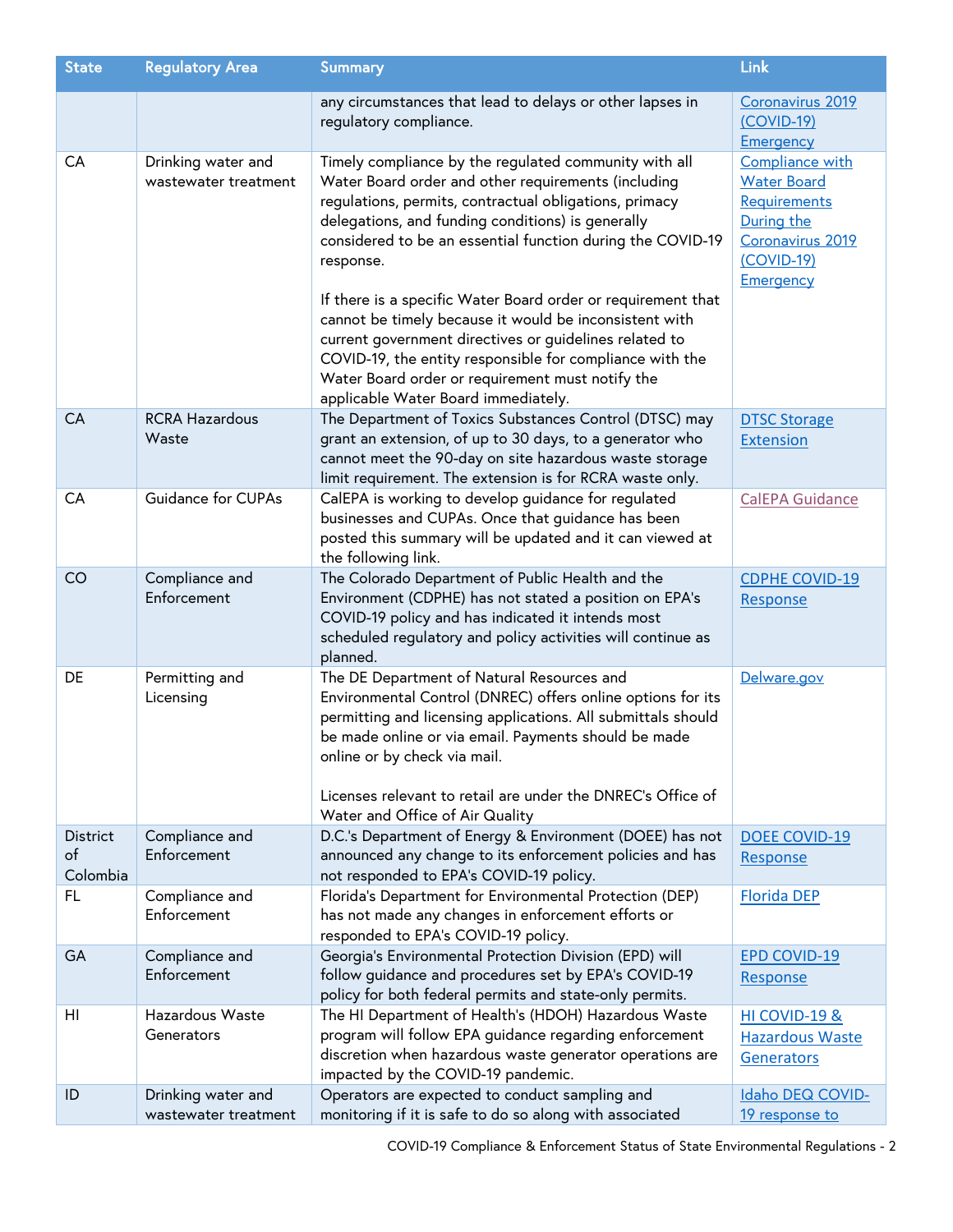| State | Regulatory Area | Summary | Link |
|---|---|---|---|
| | | any circumstances that lead to delays or other lapses in regulatory compliance. | Coronavirus 2019 (COVID-19) Emergency |
| CA | Drinking water and wastewater treatment | Timely compliance by the regulated community with all Water Board order and other requirements (including regulations, permits, contractual obligations, primacy delegations, and funding conditions) is generally considered to be an essential function during the COVID-19 response.<br><br>If there is a specific Water Board order or requirement that cannot be timely because it would be inconsistent with current government directives or guidelines related to COVID-19, the entity responsible for compliance with the Water Board order or requirement must notify the applicable Water Board immediately. | Compliance with Water Board Requirements During the Coronavirus 2019 (COVID-19) Emergency |
| CA | RCRA Hazardous Waste | The Department of Toxics Substances Control (DTSC) may grant an extension, of up to 30 days, to a generator who cannot meet the 90-day on site hazardous waste storage limit requirement. The extension is for RCRA waste only. | DTSC Storage Extension |
| CA | Guidance for CUPAs | CalEPA is working to develop guidance for regulated businesses and CUPAs. Once that guidance has been posted this summary will be updated and it can viewed at the following link. | CalEPA Guidance |
| CO | Compliance and Enforcement | The Colorado Department of Public Health and the Environment (CDPHE) has not stated a position on EPA's COVID-19 policy and has indicated it intends most scheduled regulatory and policy activities will continue as planned. | CDPHE COVID-19 Response |
| DE | Permitting and Licensing | The DE Department of Natural Resources and Environmental Control (DNREC) offers online options for its permitting and licensing applications. All submittals should be made online or via email. Payments should be made online or by check via mail.<br><br>Licenses relevant to retail are under the DNREC's Office of Water and Office of Air Quality | Delware.gov |
| District of Colombia | Compliance and Enforcement | D.C.'s Department of Energy & Environment (DOEE) has not announced any change to its enforcement policies and has not responded to EPA's COVID-19 policy. | DOEE COVID-19 Response |
| FL | Compliance and Enforcement | Florida's Department for Environmental Protection (DEP) has not made any changes in enforcement efforts or responded to EPA's COVID-19 policy. | Florida DEP |
| GA | Compliance and Enforcement | Georgia's Environmental Protection Division (EPD) will follow guidance and procedures set by EPA's COVID-19 policy for both federal permits and state-only permits. | EPD COVID-19 Response |
| HI | Hazardous Waste Generators | The HI Department of Health's (HDOH) Hazardous Waste program will follow EPA guidance regarding enforcement discretion when hazardous waste generator operations are impacted by the COVID-19 pandemic. | HI COVID-19 & Hazardous Waste Generators |
| ID | Drinking water and wastewater treatment | Operators are expected to conduct sampling and monitoring if it is safe to do so along with associated | Idaho DEQ COVID-19 response to |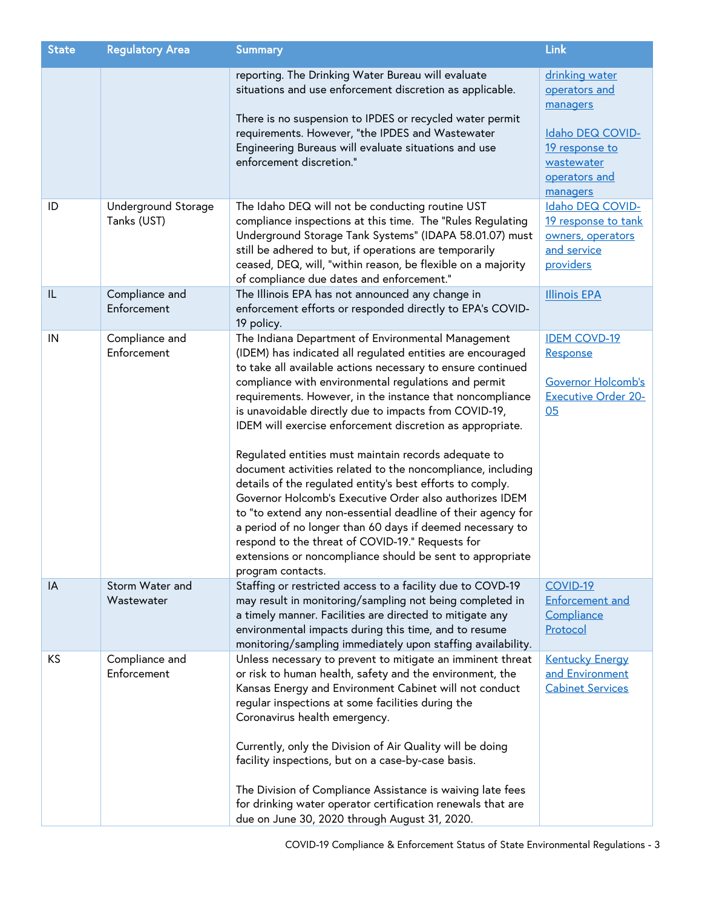| State | Regulatory Area | Summary | Link |
|---|---|---|---|
| | | reporting. The Drinking Water Bureau will evaluate situations and use enforcement discretion as applicable.<br><br>There is no suspension to IPDES or recycled water permit requirements. However, "the IPDES and Wastewater Engineering Bureaus will evaluate situations and use enforcement discretion." | drinking water operators and managers<br><br>Idaho DEQ COVID-19 response to wastewater operators and managers |
| ID | Underground Storage Tanks (UST) | The Idaho DEQ will not be conducting routine UST compliance inspections at this time. The "Rules Regulating Underground Storage Tank Systems" (IDAPA 58.01.07) must still be adhered to but, if operations are temporarily ceased, DEQ, will, "within reason, be flexible on a majority of compliance due dates and enforcement." | Idaho DEQ COVID-19 response to tank owners, operators and service providers |
| IL | Compliance and Enforcement | The Illinois EPA has not announced any change in enforcement efforts or responded directly to EPA's COVID-19 policy. | Illinois EPA |
| IN | Compliance and Enforcement | The Indiana Department of Environmental Management (IDEM) has indicated all regulated entities are encouraged to take all available actions necessary to ensure continued compliance with environmental regulations and permit requirements. However, in the instance that noncompliance is unavoidable directly due to impacts from COVID-19, IDEM will exercise enforcement discretion as appropriate.<br><br>Regulated entities must maintain records adequate to document activities related to the noncompliance, including details of the regulated entity's best efforts to comply. Governor Holcomb's Executive Order also authorizes IDEM to "to extend any non-essential deadline of their agency for a period of no longer than 60 days if deemed necessary to respond to the threat of COVID-19." Requests for extensions or noncompliance should be sent to appropriate program contacts. | IDEM COVD-19 Response<br><br>Governor Holcomb's Executive Order 20-05 |
| IA | Storm Water and Wastewater | Staffing or restricted access to a facility due to COVID-19 may result in monitoring/sampling not being completed in a timely manner. Facilities are directed to mitigate any environmental impacts during this time, and to resume monitoring/sampling immediately upon staffing availability. | COVID-19 Enforcement and Compliance Protocol |
| KS | Compliance and Enforcement | Unless necessary to prevent to mitigate an imminent threat or risk to human health, safety and the environment, the Kansas Energy and Environment Cabinet will not conduct regular inspections at some facilities during the Coronavirus health emergency.<br><br>Currently, only the Division of Air Quality will be doing facility inspections, but on a case-by-case basis.<br><br>The Division of Compliance Assistance is waiving late fees for drinking water operator certification renewals that are due on June 30, 2020 through August 31, 2020. | Kentucky Energy and Environment Cabinet Services |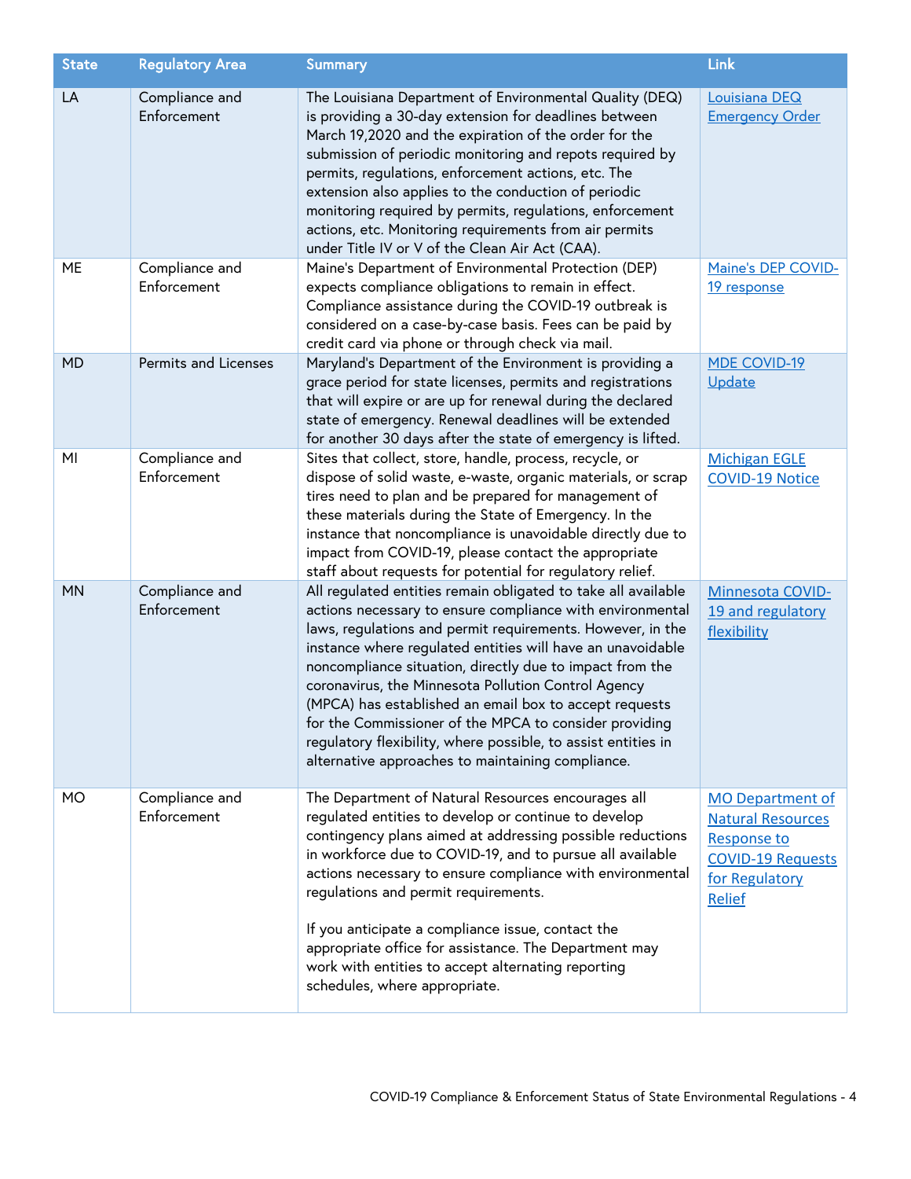| State | Regulatory Area | Summary | Link |
|---|---|---|---|
| LA | Compliance and Enforcement | The Louisiana Department of Environmental Quality (DEQ) is providing a 30-day extension for deadlines between March 19,2020 and the expiration of the order for the submission of periodic monitoring and repots required by permits, regulations, enforcement actions, etc. The extension also applies to the conduction of periodic monitoring required by permits, regulations, enforcement actions, etc. Monitoring requirements from air permits under Title IV or V of the Clean Air Act (CAA). | Louisiana DEQ Emergency Order |
| ME | Compliance and Enforcement | Maine's Department of Environmental Protection (DEP) expects compliance obligations to remain in effect. Compliance assistance during the COVID-19 outbreak is considered on a case-by-case basis. Fees can be paid by credit card via phone or through check via mail. | Maine's DEP COVID-19 response |
| MD | Permits and Licenses | Maryland's Department of the Environment is providing a grace period for state licenses, permits and registrations that will expire or are up for renewal during the declared state of emergency. Renewal deadlines will be extended for another 30 days after the state of emergency is lifted. | MDE COVID-19 Update |
| MI | Compliance and Enforcement | Sites that collect, store, handle, process, recycle, or dispose of solid waste, e-waste, organic materials, or scrap tires need to plan and be prepared for management of these materials during the State of Emergency. In the instance that noncompliance is unavoidable directly due to impact from COVID-19, please contact the appropriate staff about requests for potential for regulatory relief. | Michigan EGLE COVID-19 Notice |
| MN | Compliance and Enforcement | All regulated entities remain obligated to take all available actions necessary to ensure compliance with environmental laws, regulations and permit requirements. However, in the instance where regulated entities will have an unavoidable noncompliance situation, directly due to impact from the coronavirus, the Minnesota Pollution Control Agency (MPCA) has established an email box to accept requests for the Commissioner of the MPCA to consider providing regulatory flexibility, where possible, to assist entities in alternative approaches to maintaining compliance. | Minnesota COVID-19 and regulatory flexibility |
| MO | Compliance and Enforcement | The Department of Natural Resources encourages all regulated entities to develop or continue to develop contingency plans aimed at addressing possible reductions in workforce due to COVID-19, and to pursue all available actions necessary to ensure compliance with environmental regulations and permit requirements.<br><br>If you anticipate a compliance issue, contact the appropriate office for assistance. The Department may work with entities to accept alternating reporting schedules, where appropriate. | MO Department of Natural Resources Response to COVID-19 Requests for Regulatory Relief |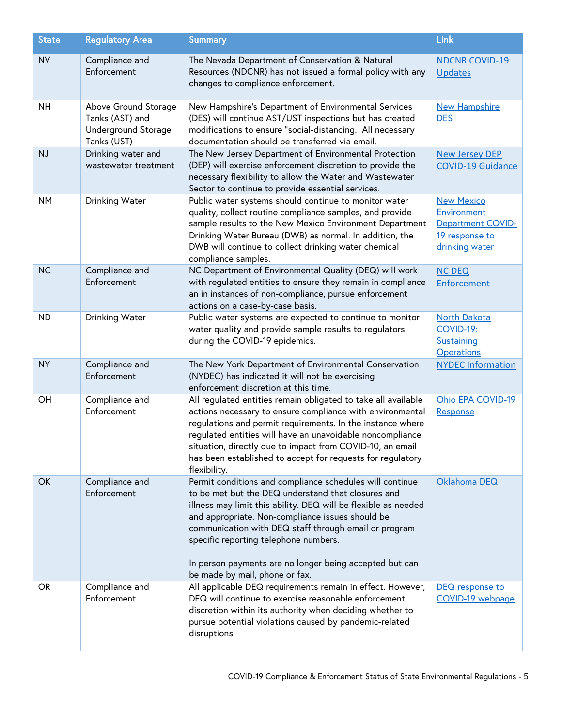| State | Regulatory Area | Summary | Link |
|---|---|---|---|
| NV | Compliance and Enforcement | The Nevada Department of Conservation & Natural Resources (NDCNR) has not issued a formal policy with any changes to compliance enforcement. | NDCNR COVID-19 Updates |
| NH | Above Ground Storage Tanks (AST) and Underground Storage Tanks (UST) | New Hampshire's Department of Environmental Services (DES) will continue AST/UST inspections but has created modifications to ensure "social-distancing. All necessary documentation should be transferred via email. | New Hampshire DES |
| NJ | Drinking water and wastewater treatment | The New Jersey Department of Environmental Protection (DEP) will exercise enforcement discretion to provide the necessary flexibility to allow the Water and Wastewater Sector to continue to provide essential services. | New Jersey DEP COVID-19 Guidance |
| NM | Drinking Water | Public water systems should continue to monitor water quality, collect routine compliance samples, and provide sample results to the New Mexico Environment Department Drinking Water Bureau (DWB) as normal. In addition, the DWB will continue to collect drinking water chemical compliance samples. | New Mexico Environment Department COVID-19 response to drinking water |
| NC | Compliance and Enforcement | NC Department of Environmental Quality (DEQ) will work with regulated entities to ensure they remain in compliance an in instances of non-compliance, pursue enforcement actions on a case-by-case basis. | NC DEQ Enforcement |
| ND | Drinking Water | Public water systems are expected to continue to monitor water quality and provide sample results to regulators during the COVID-19 epidemics. | North Dakota COVID-19: Sustaining Operations |
| NY | Compliance and Enforcement | The New York Department of Environmental Conservation (NYDEC) has indicated it will not be exercising enforcement discretion at this time. | NYDEC Information |
| OH | Compliance and Enforcement | All regulated entities remain obligated to take all available actions necessary to ensure compliance with environmental regulations and permit requirements. In the instance where regulated entities will have an unavoidable noncompliance situation, directly due to impact from COVID-10, an email has been established to accept for requests for regulatory flexibility. | Ohio EPA COVID-19 Response |
| OK | Compliance and Enforcement | Permit conditions and compliance schedules will continue to be met but the DEQ understand that closures and illness may limit this ability. DEQ will be flexible as needed and appropriate. Non-compliance issues should be communication with DEQ staff through email or program specific reporting telephone numbers.<br><br>In person payments are no longer being accepted but can be made by mail, phone or fax. | Oklahoma DEQ |
| OR | Compliance and Enforcement | All applicable DEQ requirements remain in effect. However, DEQ will continue to exercise reasonable enforcement discretion within its authority when deciding whether to pursue potential violations caused by pandemic-related disruptions. | DEQ response to COVID-19 webpage |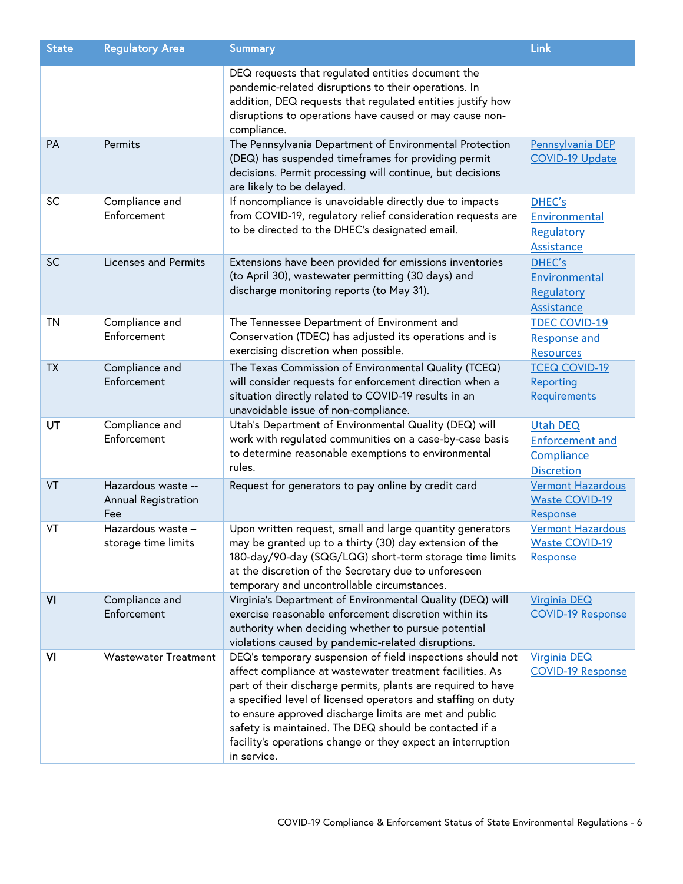| State | Regulatory Area | Summary | Link |
|---|---|---|---|
| | | DEQ requests that regulated entities document the pandemic-related disruptions to their operations. In addition, DEQ requests that regulated entities justify how disruptions to operations have caused or may cause non-compliance. | |
| PA | Permits | The Pennsylvania Department of Environmental Protection (DEQ) has suspended timeframes for providing permit decisions. Permit processing will continue, but decisions are likely to be delayed. | Pennsylvania DEP COVID-19 Update |
| SC | Compliance and Enforcement | If noncompliance is unavoidable directly due to impacts from COVID-19, regulatory relief consideration requests are to be directed to the DHEC's designated email. | DHEC's Environmental Regulatory Assistance |
| SC | Licenses and Permits | Extensions have been provided for emissions inventories (to April 30), wastewater permitting (30 days) and discharge monitoring reports (to May 31). | DHEC's Environmental Regulatory Assistance |
| TN | Compliance and Enforcement | The Tennessee Department of Environment and Conservation (TDEC) has adjusted its operations and is exercising discretion when possible. | TDEC COVID-19 Response and Resources |
| TX | Compliance and Enforcement | The Texas Commission of Environmental Quality (TCEQ) will consider requests for enforcement direction when a situation directly related to COVID-19 results in an unavoidable issue of non-compliance. | TCEQ COVID-19 Reporting Requirements |
| UT | Compliance and Enforcement | Utah's Department of Environmental Quality (DEQ) will work with regulated communities on a case-by-case basis to determine reasonable exemptions to environmental rules. | Utah DEQ Enforcement and Compliance Discretion |
| VT | Hazardous waste -- Annual Registration Fee | Request for generators to pay online by credit card | Vermont Hazardous Waste COVID-19 Response |
| VT | Hazardous waste – storage time limits | Upon written request, small and large quantity generators may be granted up to a thirty (30) day extension of the 180-day/90-day (SQG/LQG) short-term storage time limits at the discretion of the Secretary due to unforeseen temporary and uncontrollable circumstances. | Vermont Hazardous Waste COVID-19 Response |
| VI | Compliance and Enforcement | Virginia's Department of Environmental Quality (DEQ) will exercise reasonable enforcement discretion within its authority when deciding whether to pursue potential violations caused by pandemic-related disruptions. | Virginia DEQ COVID-19 Response |
| VI | Wastewater Treatment | DEQ's temporary suspension of field inspections should not affect compliance at wastewater treatment facilities. As part of their discharge permits, plants are required to have a specified level of licensed operators and staffing on duty to ensure approved discharge limits are met and public safety is maintained. The DEQ should be contacted if a facility's operations change or they expect an interruption in service. | Virginia DEQ COVID-19 Response |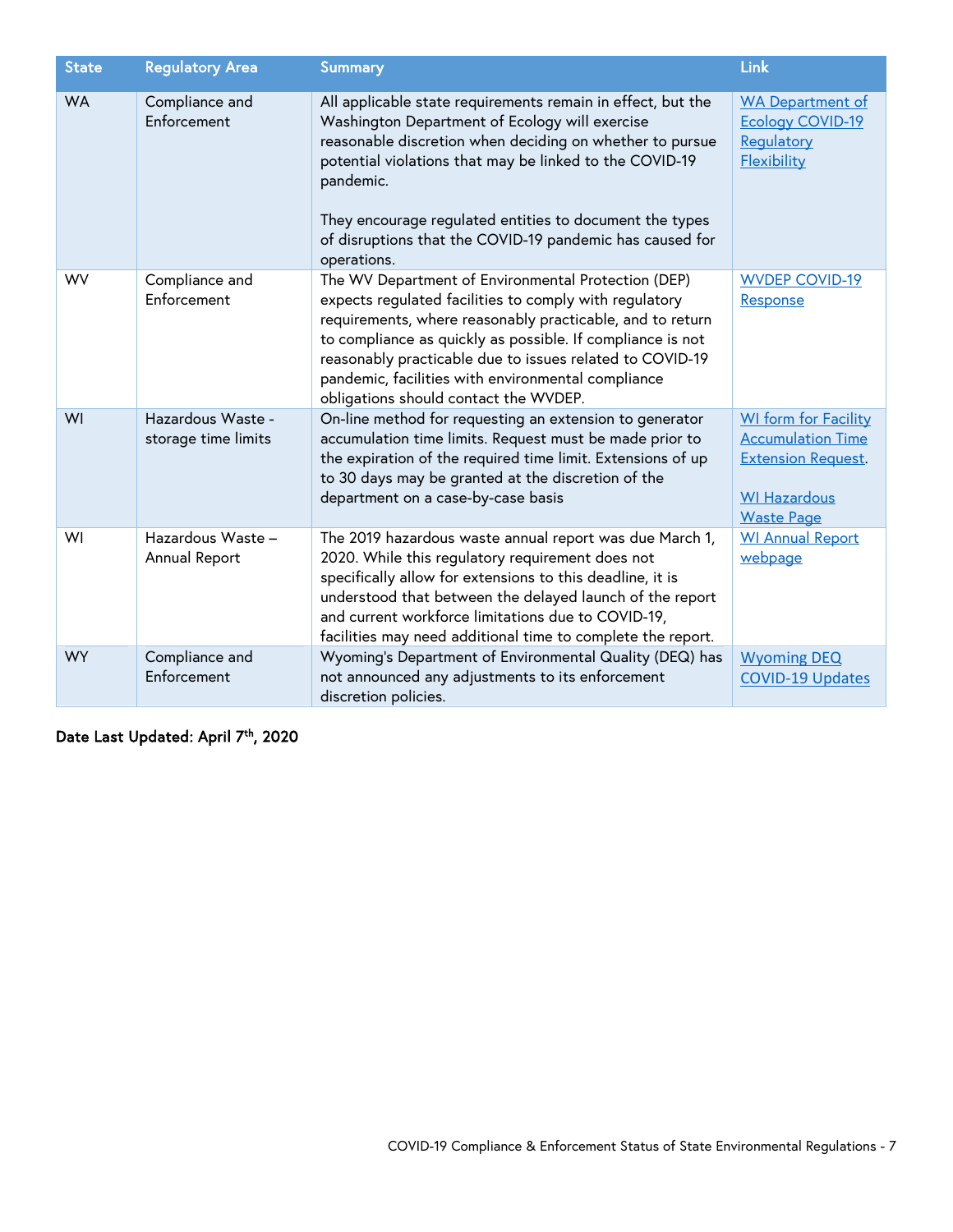| State | Regulatory Area | Summary | Link |
|---|---|---|---|
| WA | Compliance and Enforcement | All applicable state requirements remain in effect, but the Washington Department of Ecology will exercise reasonable discretion when deciding on whether to pursue potential violations that may be linked to the COVID-19 pandemic.<br><br>They encourage regulated entities to document the types of disruptions that the COVID-19 pandemic has caused for operations. | WA Department of Ecology COVID-19 Regulatory Flexibility |
| WV | Compliance and Enforcement | The WV Department of Environmental Protection (DEP) expects regulated facilities to comply with regulatory requirements, where reasonably practicable, and to return to compliance as quickly as possible. If compliance is not reasonably practicable due to issues related to COVID-19 pandemic, facilities with environmental compliance obligations should contact the WVDEP. | WVDEP COVID-19 Response |
| WI | Hazardous Waste - storage time limits | On-line method for requesting an extension to generator accumulation time limits. Request must be made prior to the expiration of the required time limit. Extensions of up to 30 days may be granted at the discretion of the department on a case-by-case basis | WI form for Facility Accumulation Time Extension Request.<br><br>WI Hazardous Waste Page |
| WI | Hazardous Waste – Annual Report | The 2019 hazardous waste annual report was due March 1, 2020. While this regulatory requirement does not specifically allow for extensions to this deadline, it is understood that between the delayed launch of the report and current workforce limitations due to COVID-19, facilities may need additional time to complete the report. | WI Annual Report webpage |
| WY | Compliance and Enforcement | Wyoming's Department of Environmental Quality (DEQ) has not announced any adjustments to its enforcement discretion policies. | Wyoming DEQ COVID-19 Updates |

**Date Last Updated: April 7th, 2020**